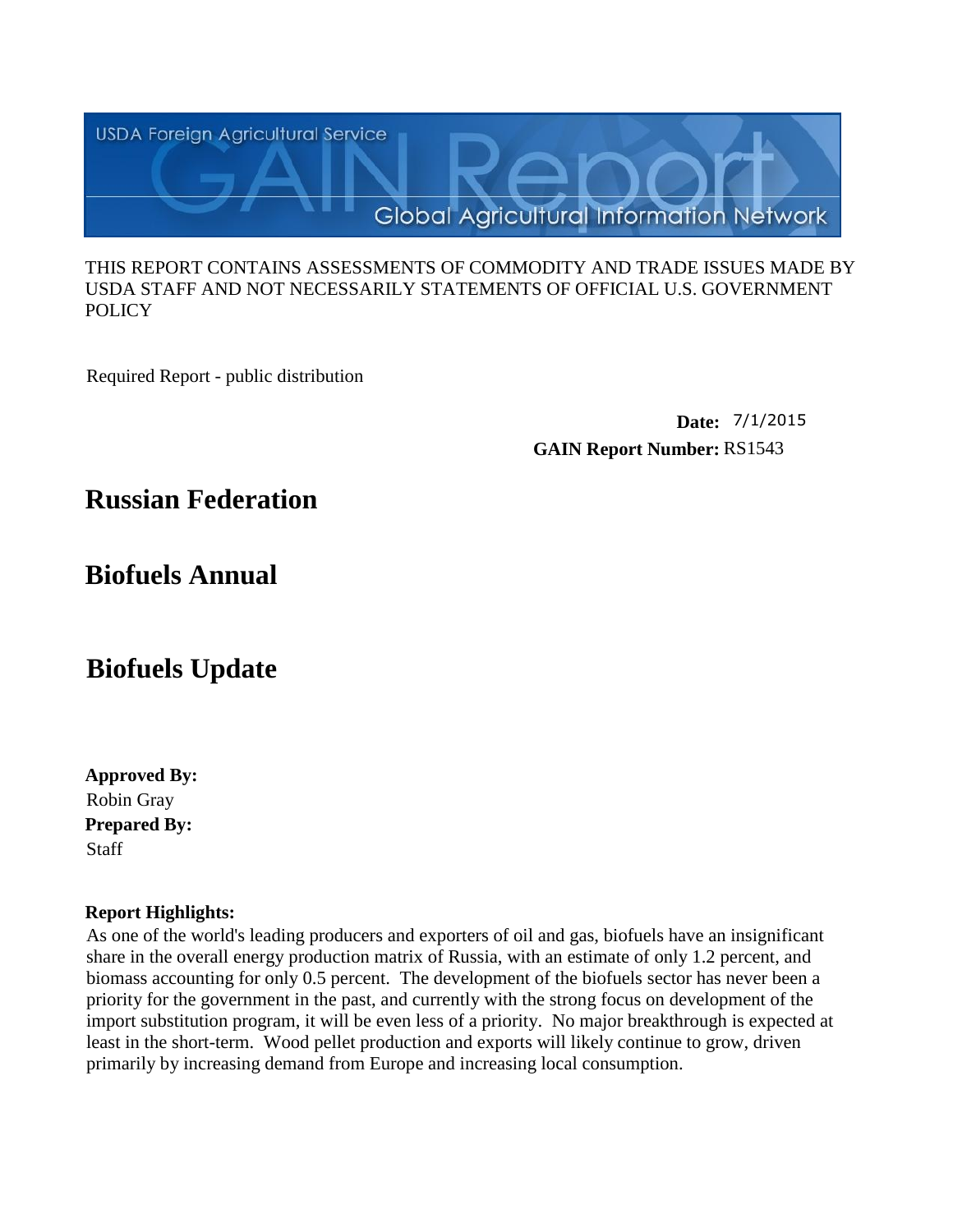USDA Foreign Agricultural Service

# GAIN Report

Global Agricultural Information Network

THIS REPORT CONTAINS ASSESSMENTS OF COMMODITY AND TRADE ISSUES MADE BY USDA STAFF AND NOT NECESSARILY STATEMENTS OF OFFICIAL U.S. GOVERNMENT POLICY

Required Report - public distribution

**Date:** 7/1/2015

**GAIN Report Number:** RS1543

## Russian Federation

## Biofuels Annual

## Biofuels Update

**Approved By:**
Robin Gray

**Prepared By:**
Staff

**Report Highlights:**

As one of the world's leading producers and exporters of oil and gas, biofuels have an insignificant share in the overall energy production matrix of Russia, with an estimate of only 1.2 percent, and biomass accounting for only 0.5 percent. The development of the biofuels sector has never been a priority for the government in the past, and currently with the strong focus on development of the import substitution program, it will be even less of a priority. No major breakthrough is expected at least in the short-term. Wood pellet production and exports will likely continue to grow, driven primarily by increasing demand from Europe and increasing local consumption.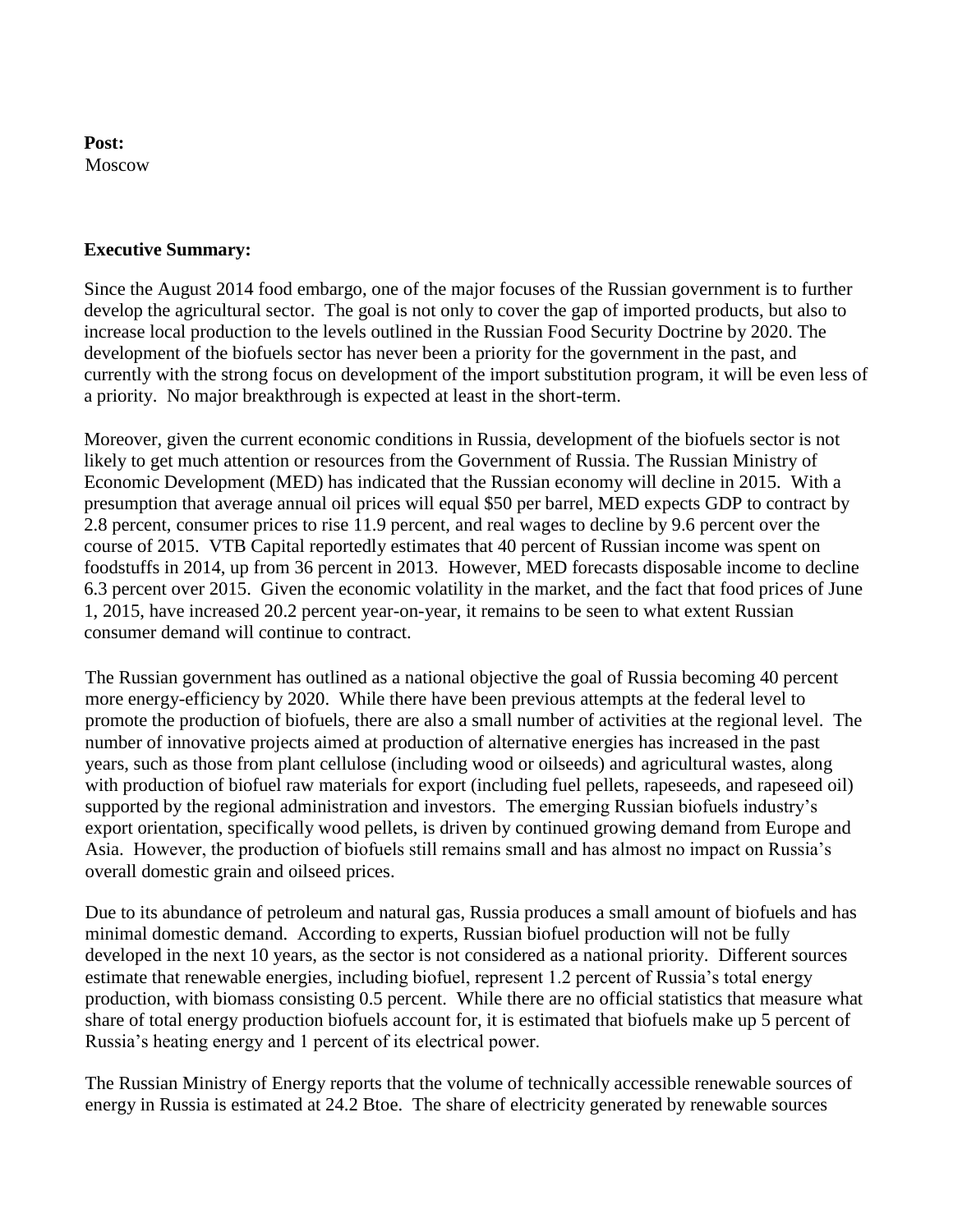**Post:**
Moscow

**Executive Summary:**

Since the August 2014 food embargo, one of the major focuses of the Russian government is to further develop the agricultural sector. The goal is not only to cover the gap of imported products, but also to increase local production to the levels outlined in the Russian Food Security Doctrine by 2020. The development of the biofuels sector has never been a priority for the government in the past, and currently with the strong focus on development of the import substitution program, it will be even less of a priority. No major breakthrough is expected at least in the short-term.

Moreover, given the current economic conditions in Russia, development of the biofuels sector is not likely to get much attention or resources from the Government of Russia. The Russian Ministry of Economic Development (MED) has indicated that the Russian economy will decline in 2015. With a presumption that average annual oil prices will equal $50 per barrel, MED expects GDP to contract by 2.8 percent, consumer prices to rise 11.9 percent, and real wages to decline by 9.6 percent over the course of 2015. VTB Capital reportedly estimates that 40 percent of Russian income was spent on foodstuffs in 2014, up from 36 percent in 2013. However, MED forecasts disposable income to decline 6.3 percent over 2015. Given the economic volatility in the market, and the fact that food prices of June 1, 2015, have increased 20.2 percent year-on-year, it remains to be seen to what extent Russian consumer demand will continue to contract.

The Russian government has outlined as a national objective the goal of Russia becoming 40 percent more energy-efficiency by 2020. While there have been previous attempts at the federal level to promote the production of biofuels, there are also a small number of activities at the regional level. The number of innovative projects aimed at production of alternative energies has increased in the past years, such as those from plant cellulose (including wood or oilseeds) and agricultural wastes, along with production of biofuel raw materials for export (including fuel pellets, rapeseeds, and rapeseed oil) supported by the regional administration and investors. The emerging Russian biofuels industry's export orientation, specifically wood pellets, is driven by continued growing demand from Europe and Asia. However, the production of biofuels still remains small and has almost no impact on Russia's overall domestic grain and oilseed prices.

Due to its abundance of petroleum and natural gas, Russia produces a small amount of biofuels and has minimal domestic demand. According to experts, Russian biofuel production will not be fully developed in the next 10 years, as the sector is not considered as a national priority. Different sources estimate that renewable energies, including biofuel, represent 1.2 percent of Russia's total energy production, with biomass consisting 0.5 percent. While there are no official statistics that measure what share of total energy production biofuels account for, it is estimated that biofuels make up 5 percent of Russia's heating energy and 1 percent of its electrical power.

The Russian Ministry of Energy reports that the volume of technically accessible renewable sources of energy in Russia is estimated at 24.2 Btoe. The share of electricity generated by renewable sources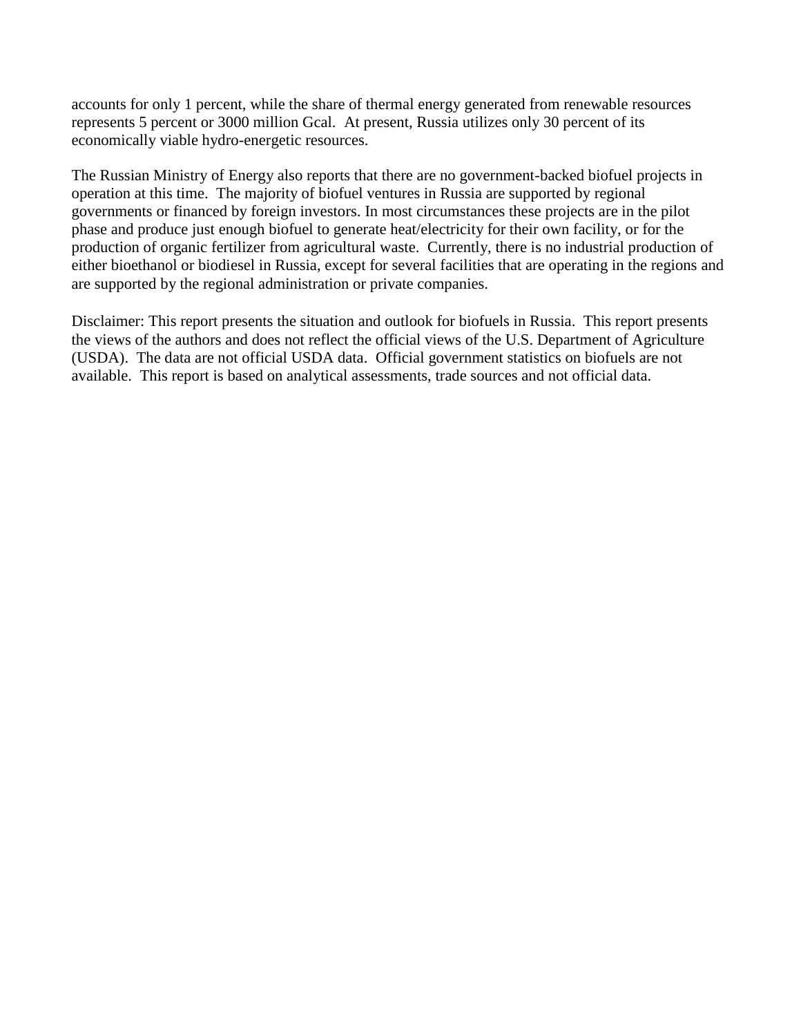accounts for only 1 percent, while the share of thermal energy generated from renewable resources represents 5 percent or 3000 million Gcal. At present, Russia utilizes only 30 percent of its economically viable hydro-energetic resources.

The Russian Ministry of Energy also reports that there are no government-backed biofuel projects in operation at this time. The majority of biofuel ventures in Russia are supported by regional governments or financed by foreign investors. In most circumstances these projects are in the pilot phase and produce just enough biofuel to generate heat/electricity for their own facility, or for the production of organic fertilizer from agricultural waste. Currently, there is no industrial production of either bioethanol or biodiesel in Russia, except for several facilities that are operating in the regions and are supported by the regional administration or private companies.

Disclaimer: This report presents the situation and outlook for biofuels in Russia. This report presents the views of the authors and does not reflect the official views of the U.S. Department of Agriculture (USDA). The data are not official USDA data. Official government statistics on biofuels are not available. This report is based on analytical assessments, trade sources and not official data.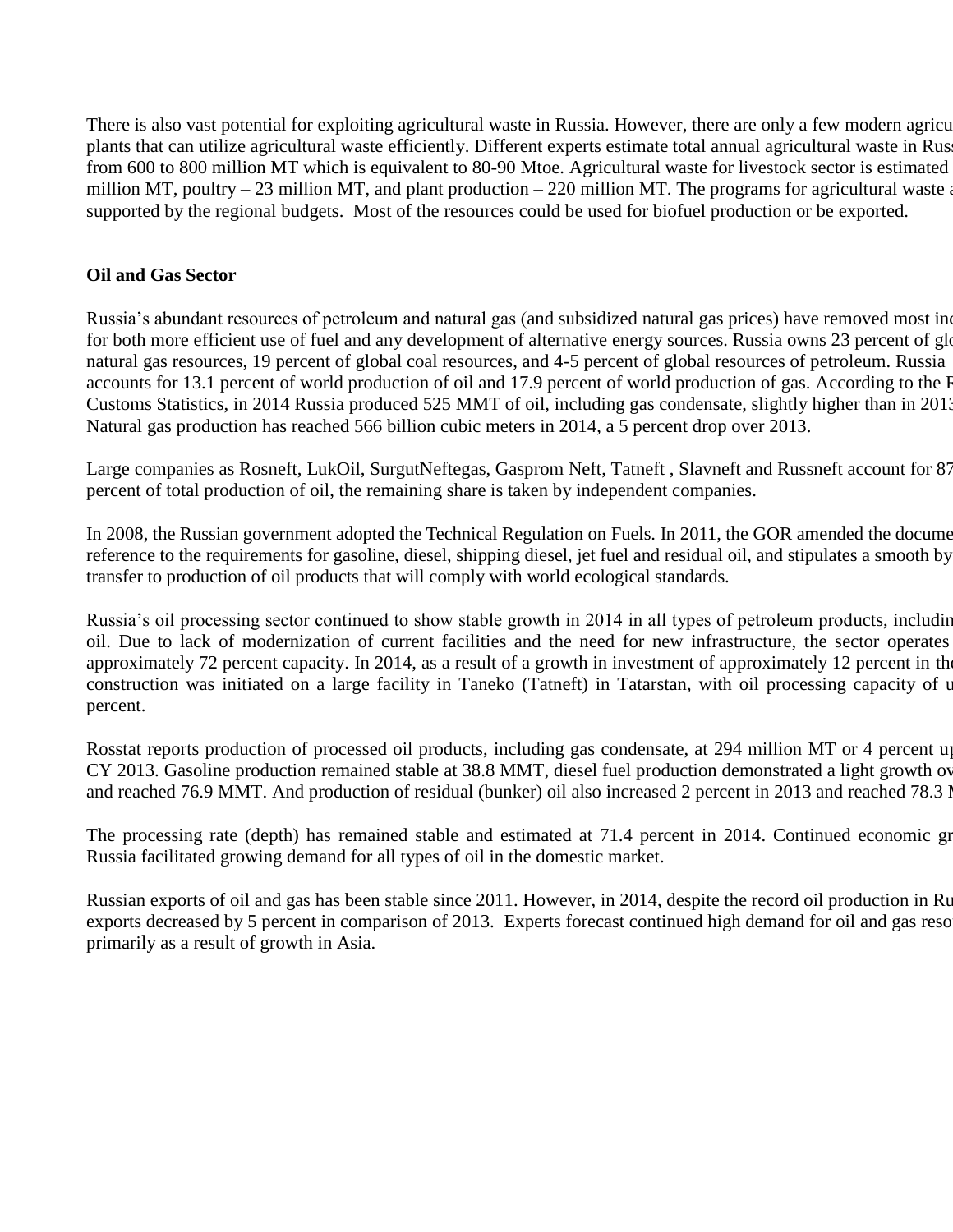There is also vast potential for exploiting agricultural waste in Russia. However, there are only a few modern agricu plants that can utilize agricultural waste efficiently. Different experts estimate total annual agricultural waste in Russ from 600 to 800 million MT which is equivalent to 80-90 Mtoe. Agricultural waste for livestock sector is estimated million MT, poultry – 23 million MT, and plant production – 220 million MT. The programs for agricultural waste a supported by the regional budgets. Most of the resources could be used for biofuel production or be exported.

**Oil and Gas Sector**

Russia's abundant resources of petroleum and natural gas (and subsidized natural gas prices) have removed most in for both more efficient use of fuel and any development of alternative energy sources. Russia owns 23 percent of glo natural gas resources, 19 percent of global coal resources, and 4-5 percent of global resources of petroleum. Russia accounts for 13.1 percent of world production of oil and 17.9 percent of world production of gas. According to the F Customs Statistics, in 2014 Russia produced 525 MMT of oil, including gas condensate, slightly higher than in 2013 Natural gas production has reached 566 billion cubic meters in 2014, a 5 percent drop over 2013.

Large companies as Rosneft, LukOil, SurgutNeftegas, Gasprom Neft, Tatneft , Slavneft and Russneft account for 87 percent of total production of oil, the remaining share is taken by independent companies.

In 2008, the Russian government adopted the Technical Regulation on Fuels. In 2011, the GOR amended the docume reference to the requirements for gasoline, diesel, shipping diesel, jet fuel and residual oil, and stipulates a smooth by transfer to production of oil products that will comply with world ecological standards.

Russia's oil processing sector continued to show stable growth in 2014 in all types of petroleum products, includin oil. Due to lack of modernization of current facilities and the need for new infrastructure, the sector operates approximately 72 percent capacity. In 2014, as a result of a growth in investment of approximately 12 percent in the construction was initiated on a large facility in Taneko (Tatneft) in Tatarstan, with oil processing capacity of u percent.

Rosstat reports production of processed oil products, including gas condensate, at 294 million MT or 4 percent u CY 2013. Gasoline production remained stable at 38.8 MMT, diesel fuel production demonstrated a light growth ov and reached 76.9 MMT. And production of residual (bunker) oil also increased 2 percent in 2013 and reached 78.3 M

The processing rate (depth) has remained stable and estimated at 71.4 percent in 2014. Continued economic gr Russia facilitated growing demand for all types of oil in the domestic market.

Russian exports of oil and gas has been stable since 2011. However, in 2014, despite the record oil production in Ru exports decreased by 5 percent in comparison of 2013. Experts forecast continued high demand for oil and gas reso primarily as a result of growth in Asia.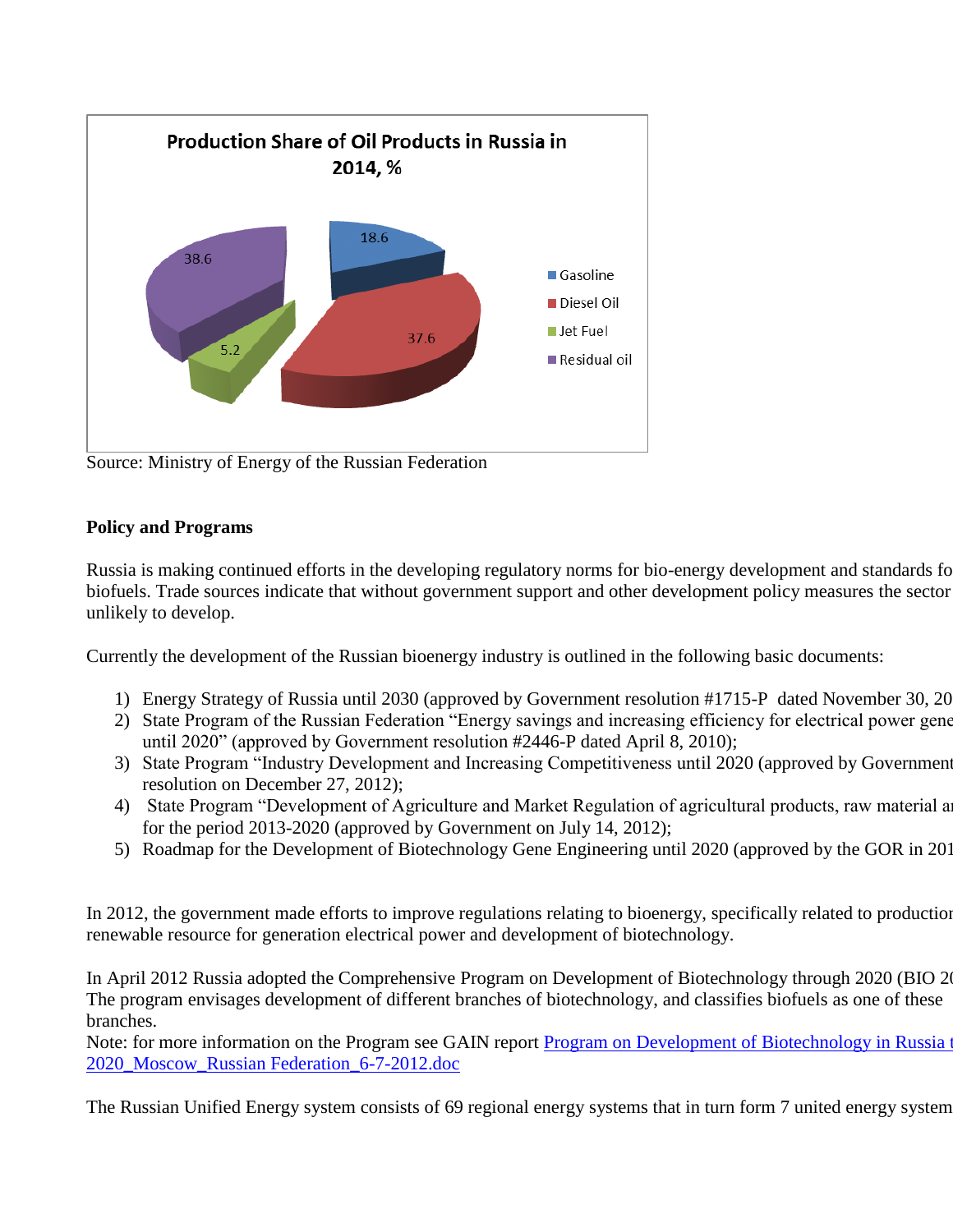**Production Share of Oil Products in Russia in 2014, %**

| Product | % |
|---|---|
| Gasoline | 18.6 |
| Diesel Oil | 37.6 |
| Jet Fuel | 5.2 |
| Residual oil | 38.6 |

Source: Ministry of Energy of the Russian Federation

**Policy and Programs**

Russia is making continued efforts in the developing regulatory norms for bio-energy development and standards fo biofuels. Trade sources indicate that without government support and other development policy measures the sector unlikely to develop.

Currently the development of the Russian bioenergy industry is outlined in the following basic documents:

1) Energy Strategy of Russia until 2030 (approved by Government resolution #1715-P dated November 30, 20
2) State Program of the Russian Federation "Energy savings and increasing efficiency for electrical power gene until 2020" (approved by Government resolution #2446-P dated April 8, 2010);
3) State Program "Industry Development and Increasing Competitiveness until 2020 (approved by Government resolution on December 27, 2012);
4) State Program "Development of Agriculture and Market Regulation of agricultural products, raw material a for the period 2013-2020 (approved by Government on July 14, 2012);
5) Roadmap for the Development of Biotechnology Gene Engineering until 2020 (approved by the GOR in 201

In 2012, the government made efforts to improve regulations relating to bioenergy, specifically related to productio renewable resource for generation electrical power and development of biotechnology.

In April 2012 Russia adopted the Comprehensive Program on Development of Biotechnology through 2020 (BIO 2 The program envisages development of different branches of biotechnology, and classifies biofuels as one of these branches.
Note: for more information on the Program see GAIN report Program on Development of Biotechnology in Russia t 2020_Moscow_Russian Federation_6-7-2012.doc

The Russian Unified Energy system consists of 69 regional energy systems that in turn form 7 united energy system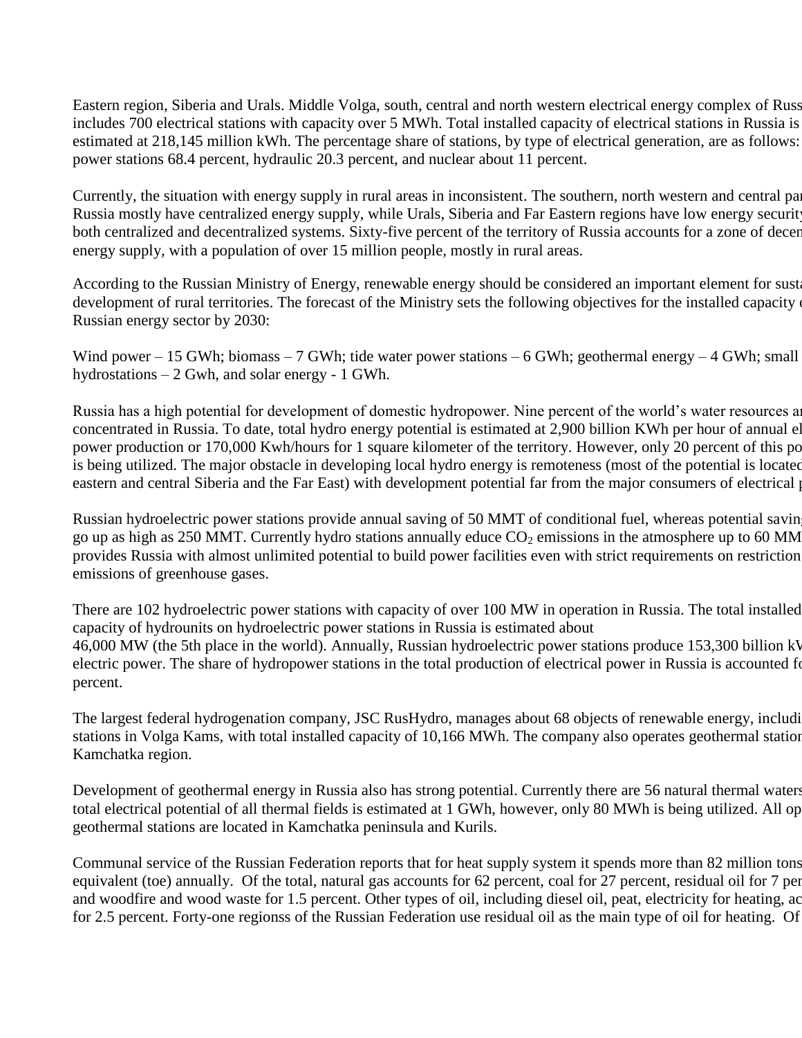Eastern region, Siberia and Urals. Middle Volga, south, central and north western electrical energy complex of Russ includes 700 electrical stations with capacity over 5 MWh. Total installed capacity of electrical stations in Russia is estimated at 218,145 million kWh. The percentage share of stations, by type of electrical generation, are as follows: power stations 68.4 percent, hydraulic 20.3 percent, and nuclear about 11 percent.

Currently, the situation with energy supply in rural areas in inconsistent. The southern, north western and central par Russia mostly have centralized energy supply, while Urals, Siberia and Far Eastern regions have low energy security both centralized and decentralized systems. Sixty-five percent of the territory of Russia accounts for a zone of decen energy supply, with a population of over 15 million people, mostly in rural areas.

According to the Russian Ministry of Energy, renewable energy should be considered an important element for sust development of rural territories. The forecast of the Ministry sets the following objectives for the installed capacity Russian energy sector by 2030:

Wind power – 15 GWh; biomass – 7 GWh; tide water power stations – 6 GWh; geothermal energy – 4 GWh; small hydrostations – 2 Gwh, and solar energy - 1 GWh.

Russia has a high potential for development of domestic hydropower. Nine percent of the world's water resources a concentrated in Russia. To date, total hydro energy potential is estimated at 2,900 billion KWh per hour of annual el power production or 170,000 Kwh/hours for 1 square kilometer of the territory. However, only 20 percent of this po is being utilized. The major obstacle in developing local hydro energy is remoteness (most of the potential is locate eastern and central Siberia and the Far East) with development potential far from the major consumers of electrical

Russian hydroelectric power stations provide annual saving of 50 MMT of conditional fuel, whereas potential savin go up as high as 250 MMT. Currently hydro stations annually educe $CO_2$ emissions in the atmosphere up to 60 MM provides Russia with almost unlimited potential to build power facilities even with strict requirements on restriction emissions of greenhouse gases.

There are 102 hydroelectric power stations with capacity of over 100 MW in operation in Russia. The total installed capacity of hydrounits on hydroelectric power stations in Russia is estimated about 46,000 MW (the 5th place in the world). Annually, Russian hydroelectric power stations produce 153,300 billion k electric power. The share of hydropower stations in the total production of electrical power in Russia is accounted f percent.

The largest federal hydrogenation company, JSC RusHydro, manages about 68 objects of renewable energy, includi stations in Volga Kams, with total installed capacity of 10,166 MWh. The company also operates geothermal statio Kamchatka region.

Development of geothermal energy in Russia also has strong potential. Currently there are 56 natural thermal waters total electrical potential of all thermal fields is estimated at 1 GWh, however, only 80 MWh is being utilized. All op geothermal stations are located in Kamchatka peninsula and Kurils.

Communal service of the Russian Federation reports that for heat supply system it spends more than 82 million tons equivalent (toe) annually. Of the total, natural gas accounts for 62 percent, coal for 27 percent, residual oil for 7 pe and woodfire and wood waste for 1.5 percent. Other types of oil, including diesel oil, peat, electricity for heating, ac for 2.5 percent. Forty-one regionss of the Russian Federation use residual oil as the main type of oil for heating. Of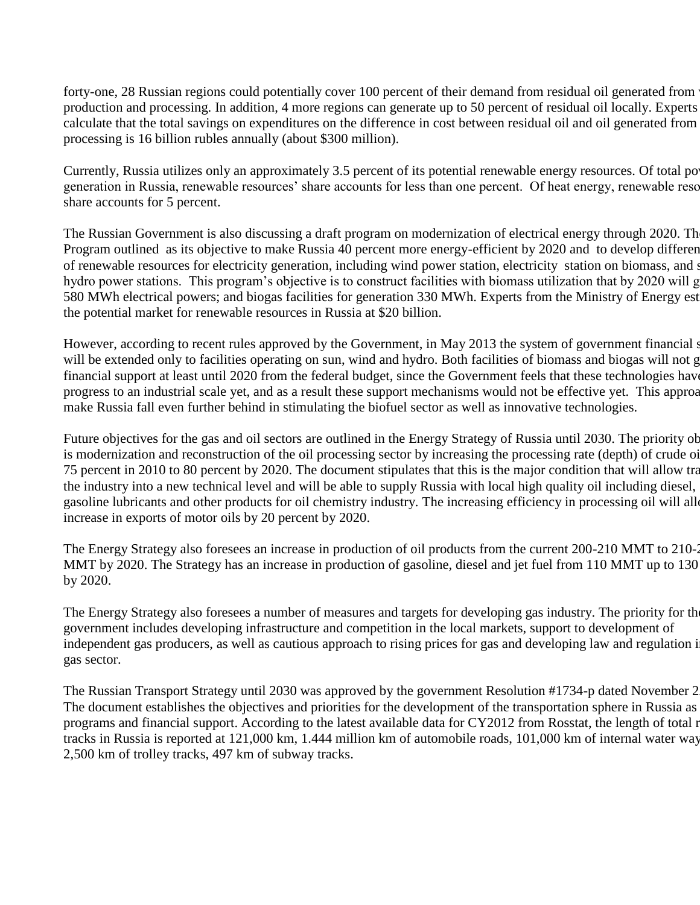forty-one, 28 Russian regions could potentially cover 100 percent of their demand from residual oil generated from production and processing. In addition, 4 more regions can generate up to 50 percent of residual oil locally. Experts calculate that the total savings on expenditures on the difference in cost between residual oil and oil generated from processing is 16 billion rubles annually (about $300 million).

Currently, Russia utilizes only an approximately 3.5 percent of its potential renewable energy resources. Of total po generation in Russia, renewable resources' share accounts for less than one percent. Of heat energy, renewable reso share accounts for 5 percent.

The Russian Government is also discussing a draft program on modernization of electrical energy through 2020. Th Program outlined as its objective to make Russia 40 percent more energy-efficient by 2020 and to develop differen of renewable resources for electricity generation, including wind power station, electricity station on biomass, and s hydro power stations. This program's objective is to construct facilities with biomass utilization that by 2020 will g 580 MWh electrical powers; and biogas facilities for generation 330 MWh. Experts from the Ministry of Energy est the potential market for renewable resources in Russia at $20 billion.

However, according to recent rules approved by the Government, in May 2013 the system of government financial s will be extended only to facilities operating on sun, wind and hydro. Both facilities of biomass and biogas will not g financial support at least until 2020 from the federal budget, since the Government feels that these technologies have progress to an industrial scale yet, and as a result these support mechanisms would not be effective yet. This approa make Russia fall even further behind in stimulating the biofuel sector as well as innovative technologies.

Future objectives for the gas and oil sectors are outlined in the Energy Strategy of Russia until 2030. The priority ob is modernization and reconstruction of the oil processing sector by increasing the processing rate (depth) of crude oi 75 percent in 2010 to 80 percent by 2020. The document stipulates that this is the major condition that will allow tra the industry into a new technical level and will be able to supply Russia with local high quality oil including diesel, gasoline lubricants and other products for oil chemistry industry. The increasing efficiency in processing oil will allo increase in exports of motor oils by 20 percent by 2020.

The Energy Strategy also foresees an increase in production of oil products from the current 200-210 MMT to 210-2 MMT by 2020. The Strategy has an increase in production of gasoline, diesel and jet fuel from 110 MMT up to 130 by 2020.

The Energy Strategy also foresees a number of measures and targets for developing gas industry. The priority for th government includes developing infrastructure and competition in the local markets, support to development of independent gas producers, as well as cautious approach to rising prices for gas and developing law and regulation i gas sector.

The Russian Transport Strategy until 2030 was approved by the government Resolution #1734-p dated November 2 The document establishes the objectives and priorities for the development of the transportation sphere in Russia as programs and financial support. According to the latest available data for CY2012 from Rosstat, the length of total r tracks in Russia is reported at 121,000 km, 1.444 million km of automobile roads, 101,000 km of internal water way 2,500 km of trolley tracks, 497 km of subway tracks.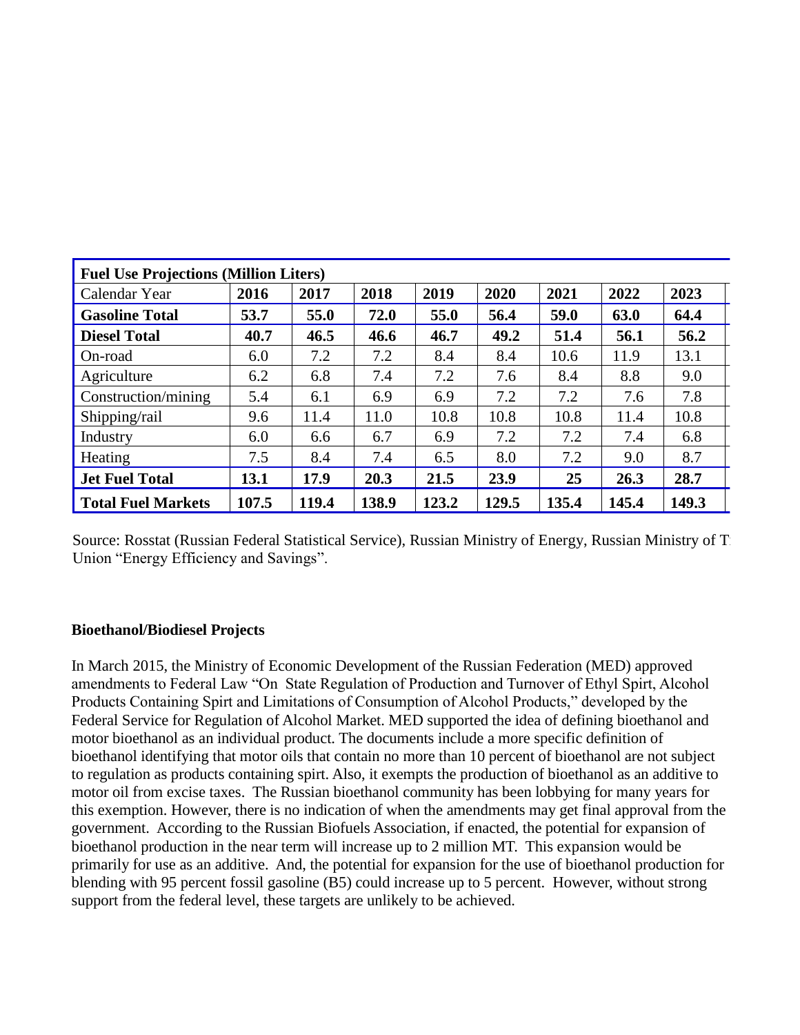| Fuel Use Projections (Million Liters) | | | | | | | | |
|---|---|---|---|---|---|---|---|---|
| Calendar Year | **2016** | **2017** | **2018** | **2019** | **2020** | **2021** | **2022** | **2023** |
| **Gasoline Total** | **53.7** | **55.0** | **72.0** | **55.0** | **56.4** | **59.0** | **63.0** | **64.4** |
| **Diesel Total** | **40.7** | **46.5** | **46.6** | **46.7** | **49.2** | **51.4** | **56.1** | **56.2** |
| On-road | 6.0 | 7.2 | 7.2 | 8.4 | 8.4 | 10.6 | 11.9 | 13.1 |
| Agriculture | 6.2 | 6.8 | 7.4 | 7.2 | 7.6 | 8.4 | 8.8 | 9.0 |
| Construction/mining | 5.4 | 6.1 | 6.9 | 6.9 | 7.2 | 7.2 | 7.6 | 7.8 |
| Shipping/rail | 9.6 | 11.4 | 11.0 | 10.8 | 10.8 | 10.8 | 11.4 | 10.8 |
| Industry | 6.0 | 6.6 | 6.7 | 6.9 | 7.2 | 7.2 | 7.4 | 6.8 |
| Heating | 7.5 | 8.4 | 7.4 | 6.5 | 8.0 | 7.2 | 9.0 | 8.7 |
| **Jet Fuel Total** | **13.1** | **17.9** | **20.3** | **21.5** | **23.9** | **25** | **26.3** | **28.7** |
| **Total Fuel Markets** | **107.5** | **119.4** | **138.9** | **123.2** | **129.5** | **135.4** | **145.4** | **149.3** |

Source: Rosstat (Russian Federal Statistical Service), Russian Ministry of Energy, Russian Ministry of T
Union "Energy Efficiency and Savings".

**Bioethanol/Biodiesel Projects**

In March 2015, the Ministry of Economic Development of the Russian Federation (MED) approved amendments to Federal Law "On State Regulation of Production and Turnover of Ethyl Spirt, Alcohol Products Containing Spirt and Limitations of Consumption of Alcohol Products," developed by the Federal Service for Regulation of Alcohol Market. MED supported the idea of defining bioethanol and motor bioethanol as an individual product. The documents include a more specific definition of bioethanol identifying that motor oils that contain no more than 10 percent of bioethanol are not subject to regulation as products containing spirt. Also, it exempts the production of bioethanol as an additive to motor oil from excise taxes. The Russian bioethanol community has been lobbying for many years for this exemption. However, there is no indication of when the amendments may get final approval from the government. According to the Russian Biofuels Association, if enacted, the potential for expansion of bioethanol production in the near term will increase up to 2 million MT. This expansion would be primarily for use as an additive. And, the potential for expansion for the use of bioethanol production for blending with 95 percent fossil gasoline (B5) could increase up to 5 percent. However, without strong support from the federal level, these targets are unlikely to be achieved.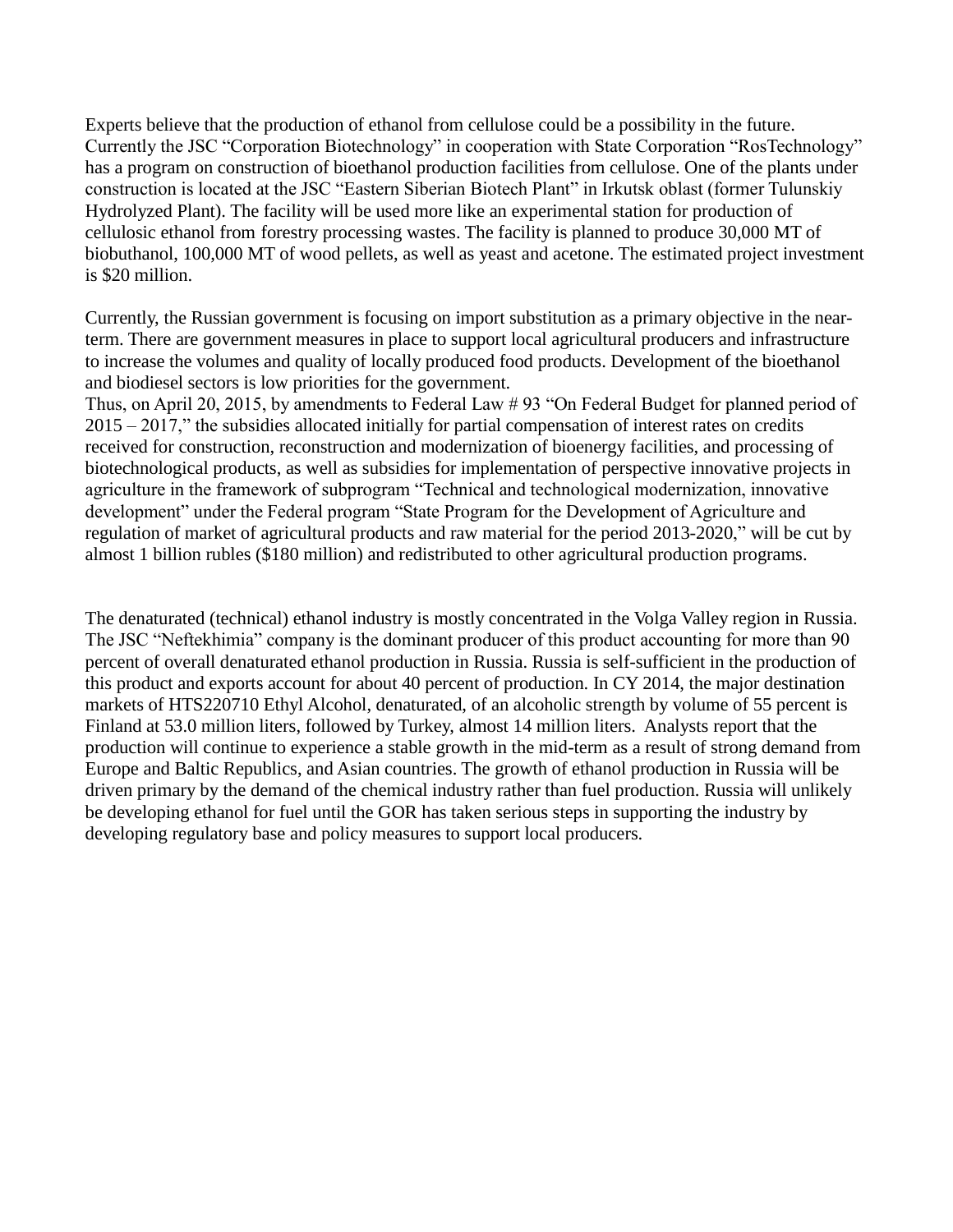Experts believe that the production of ethanol from cellulose could be a possibility in the future. Currently the JSC "Corporation Biotechnology" in cooperation with State Corporation "RosTechnology" has a program on construction of bioethanol production facilities from cellulose. One of the plants under construction is located at the JSC "Eastern Siberian Biotech Plant" in Irkutsk oblast (former Tulunskiy Hydrolyzed Plant). The facility will be used more like an experimental station for production of cellulosic ethanol from forestry processing wastes. The facility is planned to produce 30,000 MT of biobuthanol, 100,000 MT of wood pellets, as well as yeast and acetone. The estimated project investment is $20 million.

Currently, the Russian government is focusing on import substitution as a primary objective in the near-term. There are government measures in place to support local agricultural producers and infrastructure to increase the volumes and quality of locally produced food products. Development of the bioethanol and biodiesel sectors is low priorities for the government.
Thus, on April 20, 2015, by amendments to Federal Law # 93 "On Federal Budget for planned period of 2015 – 2017," the subsidies allocated initially for partial compensation of interest rates on credits received for construction, reconstruction and modernization of bioenergy facilities, and processing of biotechnological products, as well as subsidies for implementation of perspective innovative projects in agriculture in the framework of subprogram "Technical and technological modernization, innovative development" under the Federal program "State Program for the Development of Agriculture and regulation of market of agricultural products and raw material for the period 2013-2020," will be cut by almost 1 billion rubles ($180 million) and redistributed to other agricultural production programs.

The denaturated (technical) ethanol industry is mostly concentrated in the Volga Valley region in Russia. The JSC "Neftekhimia" company is the dominant producer of this product accounting for more than 90 percent of overall denaturated ethanol production in Russia. Russia is self-sufficient in the production of this product and exports account for about 40 percent of production. In CY 2014, the major destination markets of HTS220710 Ethyl Alcohol, denaturated, of an alcoholic strength by volume of 55 percent is Finland at 53.0 million liters, followed by Turkey, almost 14 million liters. Analysts report that the production will continue to experience a stable growth in the mid-term as a result of strong demand from Europe and Baltic Republics, and Asian countries. The growth of ethanol production in Russia will be driven primary by the demand of the chemical industry rather than fuel production. Russia will unlikely be developing ethanol for fuel until the GOR has taken serious steps in supporting the industry by developing regulatory base and policy measures to support local producers.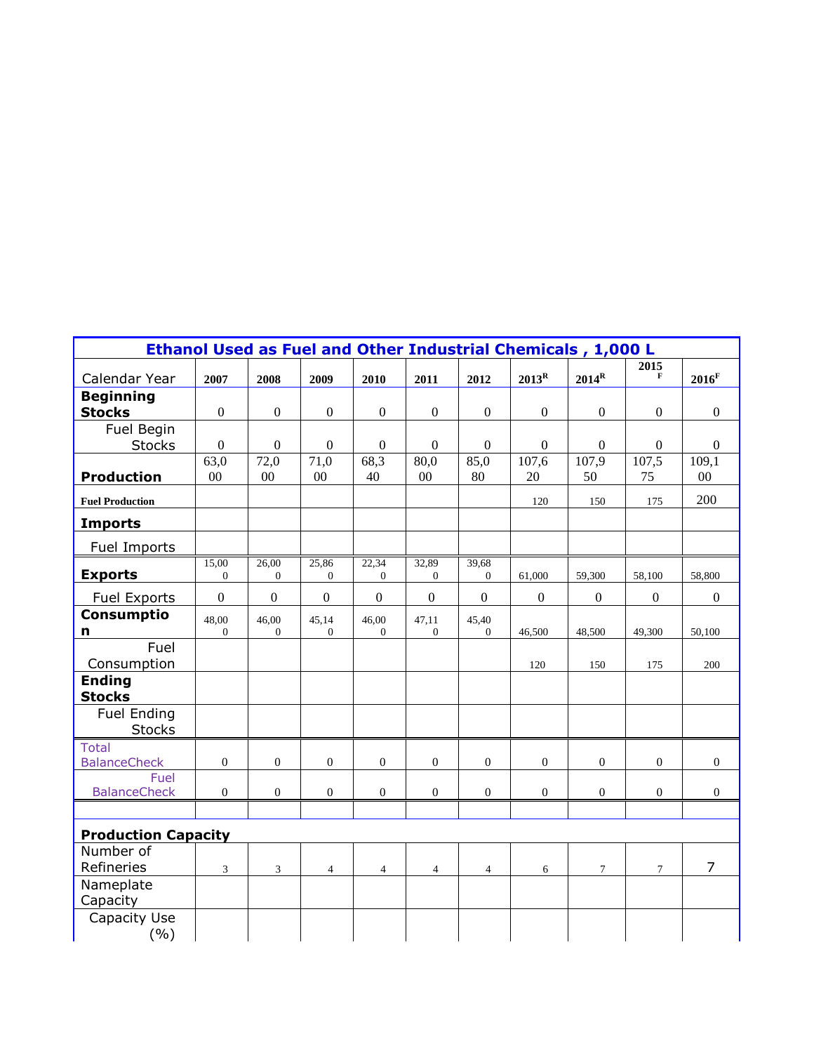| Ethanol Used as Fuel and Other Industrial Chemicals , 1,000 L | | | | | | | | | | |
|---|---|---|---|---|---|---|---|---|---|---|
| Calendar Year | 2007 | 2008 | 2009 | 2010 | 2011 | 2012 | 2013[R] | 2014[R] | 2015[F] | 2016[F] |
| **Beginning Stocks** | 0 | 0 | 0 | 0 | 0 | 0 | 0 | 0 | 0 | 0 |
| Fuel Begin Stocks | 0 | 0 | 0 | 0 | 0 | 0 | 0 | 0 | 0 | 0 |
| **Production** | 63,000 | 72,000 | 71,000 | 68,340 | 80,000 | 85,080 | 107,620 | 107,950 | 107,575 | 109,100 |
| **Fuel Production** | | | | | | | 120 | 150 | 175 | 200 |
| **Imports** | | | | | | | | | | |
| Fuel Imports | | | | | | | | | | |
| **Exports** | 15,000 | 26,000 | 25,860 | 22,340 | 32,890 | 39,680 | 61,000 | 59,300 | 58,100 | 58,800 |
| Fuel Exports | 0 | 0 | 0 | 0 | 0 | 0 | 0 | 0 | 0 | 0 |
| **Consumption** | 48,000 | 46,000 | 45,140 | 46,000 | 47,110 | 45,400 | 46,500 | 48,500 | 49,300 | 50,100 |
| Fuel Consumption | | | | | | | 120 | 150 | 175 | 200 |
| **Ending Stocks** | | | | | | | | | | |
| Fuel Ending Stocks | | | | | | | | | | |
| Total BalanceCheck | 0 | 0 | 0 | 0 | 0 | 0 | 0 | 0 | 0 | 0 |
| Fuel BalanceCheck | 0 | 0 | 0 | 0 | 0 | 0 | 0 | 0 | 0 | 0 |
| | | | | | | | | | | |
| **Production Capacity** | | | | | | | | | | |
| Number of Refineries | 3 | 3 | 4 | 4 | 4 | 4 | 6 | 7 | 7 | 7 |
| Nameplate Capacity | | | | | | | | | | |
| Capacity Use (%) | | | | | | | | | | |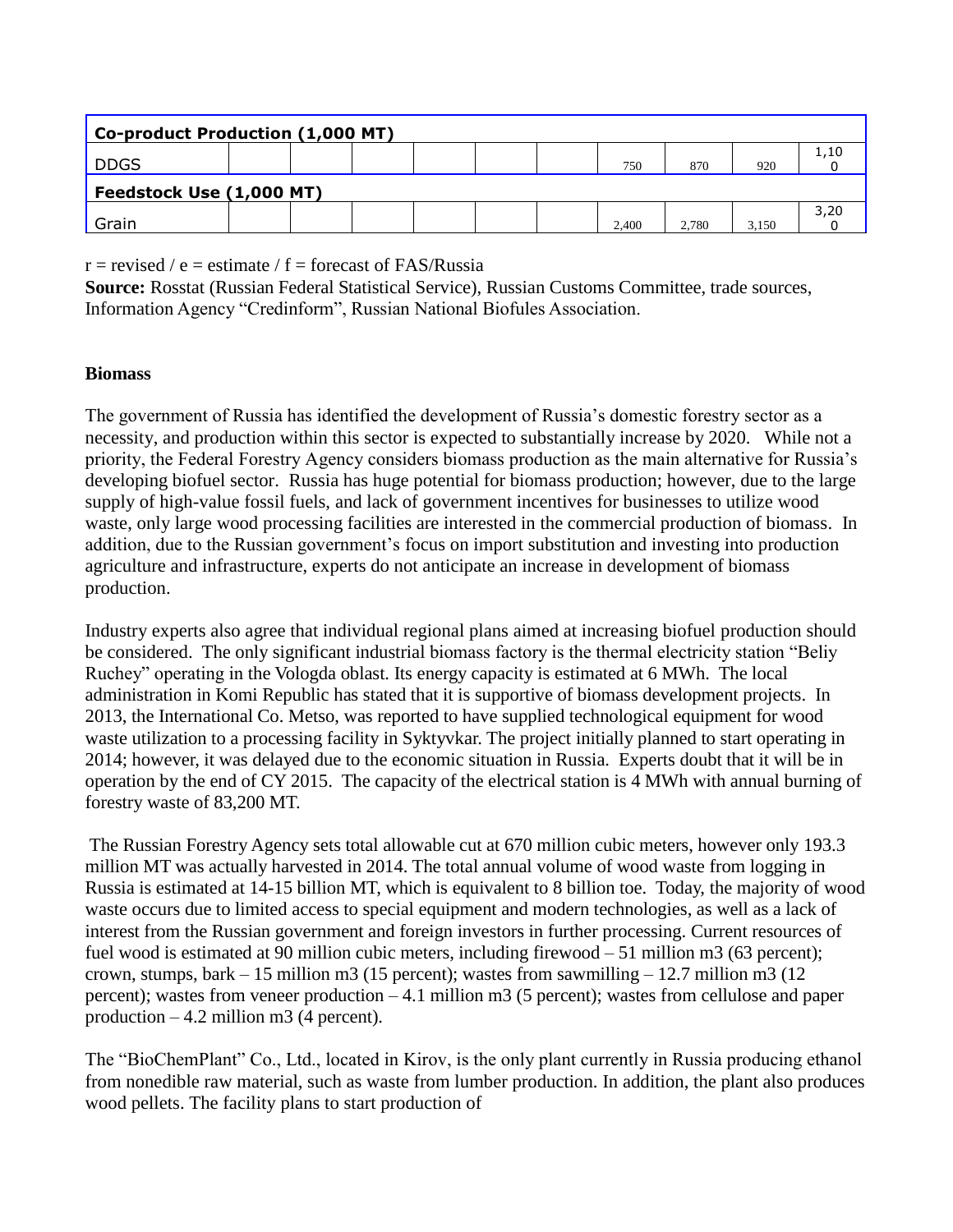| Co-product Production (1,000 MT) | | | | | | | | | | |
|---|---|---|---|---|---|---|---|---|---|---|
| DDGS | | | | | | | 750 | 870 | 920 | 1,100 |
| **Feedstock Use (1,000 MT)** | | | | | | | | | | |
| Grain | | | | | | | 2,400 | 2,780 | 3,150 | 3,200 |

r = revised / e = estimate / f = forecast of FAS/Russia

**Source:** Rosstat (Russian Federal Statistical Service), Russian Customs Committee, trade sources, Information Agency "Credinform", Russian National Biofules Association.

**Biomass**

The government of Russia has identified the development of Russia's domestic forestry sector as a necessity, and production within this sector is expected to substantially increase by 2020. While not a priority, the Federal Forestry Agency considers biomass production as the main alternative for Russia's developing biofuel sector. Russia has huge potential for biomass production; however, due to the large supply of high-value fossil fuels, and lack of government incentives for businesses to utilize wood waste, only large wood processing facilities are interested in the commercial production of biomass. In addition, due to the Russian government's focus on import substitution and investing into production agriculture and infrastructure, experts do not anticipate an increase in development of biomass production.

Industry experts also agree that individual regional plans aimed at increasing biofuel production should be considered. The only significant industrial biomass factory is the thermal electricity station "Beliy Ruchey" operating in the Vologda oblast. Its energy capacity is estimated at 6 MWh. The local administration in Komi Republic has stated that it is supportive of biomass development projects. In 2013, the International Co. Metso, was reported to have supplied technological equipment for wood waste utilization to a processing facility in Syktyvkar. The project initially planned to start operating in 2014; however, it was delayed due to the economic situation in Russia. Experts doubt that it will be in operation by the end of CY 2015. The capacity of the electrical station is 4 MWh with annual burning of forestry waste of 83,200 MT.

The Russian Forestry Agency sets total allowable cut at 670 million cubic meters, however only 193.3 million MT was actually harvested in 2014. The total annual volume of wood waste from logging in Russia is estimated at 14-15 billion MT, which is equivalent to 8 billion toe. Today, the majority of wood waste occurs due to limited access to special equipment and modern technologies, as well as a lack of interest from the Russian government and foreign investors in further processing. Current resources of fuel wood is estimated at 90 million cubic meters, including firewood – 51 million m3 (63 percent); crown, stumps, bark – 15 million m3 (15 percent); wastes from sawmilling – 12.7 million m3 (12 percent); wastes from veneer production – 4.1 million m3 (5 percent); wastes from cellulose and paper production – 4.2 million m3 (4 percent).

The "BioChemPlant" Co., Ltd., located in Kirov, is the only plant currently in Russia producing ethanol from nonedible raw material, such as waste from lumber production. In addition, the plant also produces wood pellets. The facility plans to start production of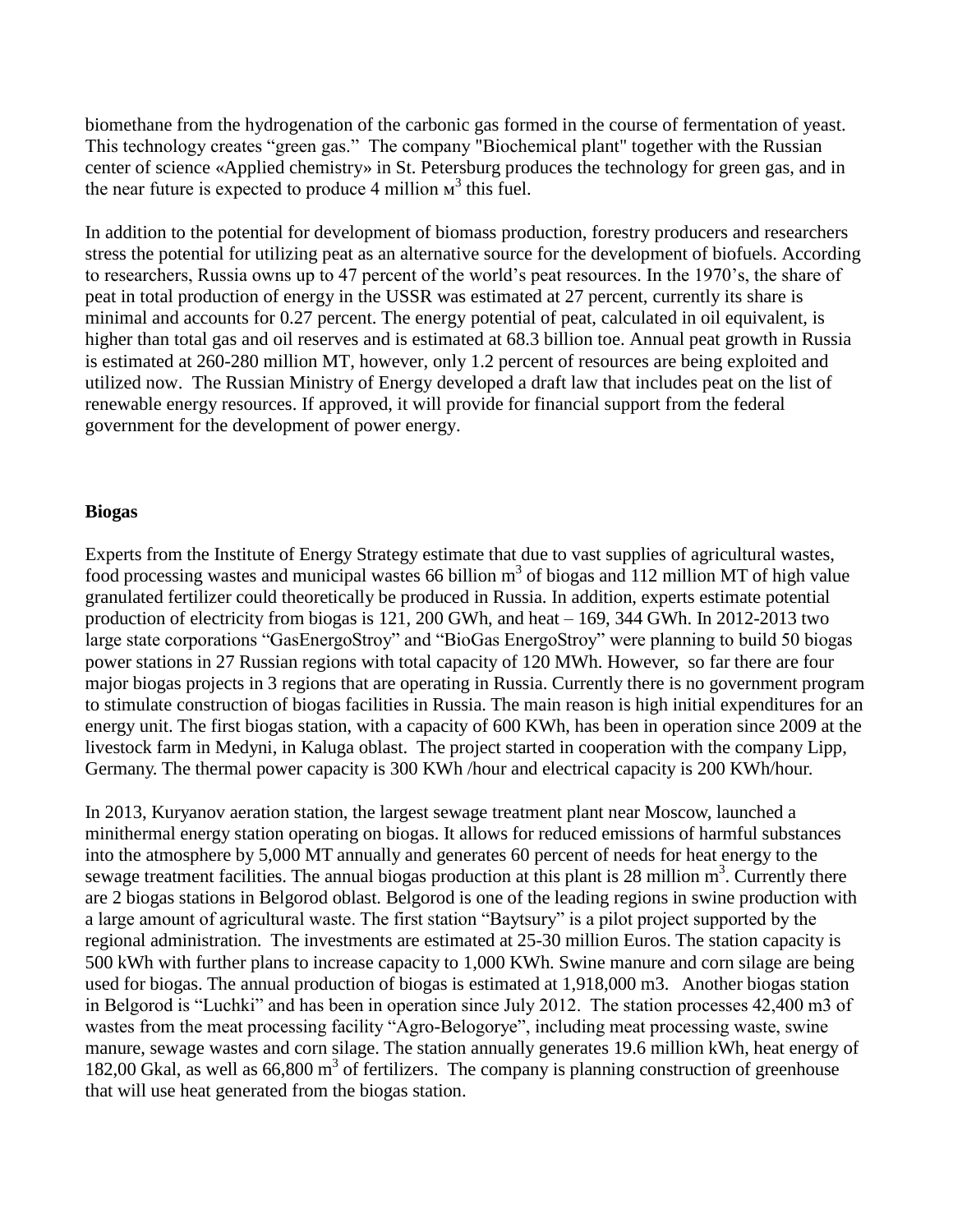biomethane from the hydrogenation of the carbonic gas formed in the course of fermentation of yeast. This technology creates "green gas." The company "Biochemical plant" together with the Russian center of science «Applied chemistry» in St. Petersburg produces the technology for green gas, and in the near future is expected to produce 4 million $м^3$ this fuel.

In addition to the potential for development of biomass production, forestry producers and researchers stress the potential for utilizing peat as an alternative source for the development of biofuels. According to researchers, Russia owns up to 47 percent of the world's peat resources. In the 1970's, the share of peat in total production of energy in the USSR was estimated at 27 percent, currently its share is minimal and accounts for 0.27 percent. The energy potential of peat, calculated in oil equivalent, is higher than total gas and oil reserves and is estimated at 68.3 billion toe. Annual peat growth in Russia is estimated at 260-280 million MT, however, only 1.2 percent of resources are being exploited and utilized now. The Russian Ministry of Energy developed a draft law that includes peat on the list of renewable energy resources. If approved, it will provide for financial support from the federal government for the development of power energy.

**Biogas**

Experts from the Institute of Energy Strategy estimate that due to vast supplies of agricultural wastes, food processing wastes and municipal wastes 66 billion $m^3$ of biogas and 112 million MT of high value granulated fertilizer could theoretically be produced in Russia. In addition, experts estimate potential production of electricity from biogas is 121, 200 GWh, and heat – 169, 344 GWh. In 2012-2013 two large state corporations "GasEnergoStroy" and "BioGas EnergoStroy" were planning to build 50 biogas power stations in 27 Russian regions with total capacity of 120 MWh. However, so far there are four major biogas projects in 3 regions that are operating in Russia. Currently there is no government program to stimulate construction of biogas facilities in Russia. The main reason is high initial expenditures for an energy unit. The first biogas station, with a capacity of 600 KWh, has been in operation since 2009 at the livestock farm in Medyni, in Kaluga oblast. The project started in cooperation with the company Lipp, Germany. The thermal power capacity is 300 KWh /hour and electrical capacity is 200 KWh/hour.

In 2013, Kuryanov aeration station, the largest sewage treatment plant near Moscow, launched a minithermal energy station operating on biogas. It allows for reduced emissions of harmful substances into the atmosphere by 5,000 MT annually and generates 60 percent of needs for heat energy to the sewage treatment facilities. The annual biogas production at this plant is 28 million $m^3$. Currently there are 2 biogas stations in Belgorod oblast. Belgorod is one of the leading regions in swine production with a large amount of agricultural waste. The first station "Baytsury" is a pilot project supported by the regional administration. The investments are estimated at 25-30 million Euros. The station capacity is 500 kWh with further plans to increase capacity to 1,000 KWh. Swine manure and corn silage are being used for biogas. The annual production of biogas is estimated at 1,918,000 m3. Another biogas station in Belgorod is "Luchki" and has been in operation since July 2012. The station processes 42,400 m3 of wastes from the meat processing facility "Agro-Belogorye", including meat processing waste, swine manure, sewage wastes and corn silage. The station annually generates 19.6 million kWh, heat energy of 182,00 Gkal, as well as 66,800 $m^3$ of fertilizers. The company is planning construction of greenhouse that will use heat generated from the biogas station.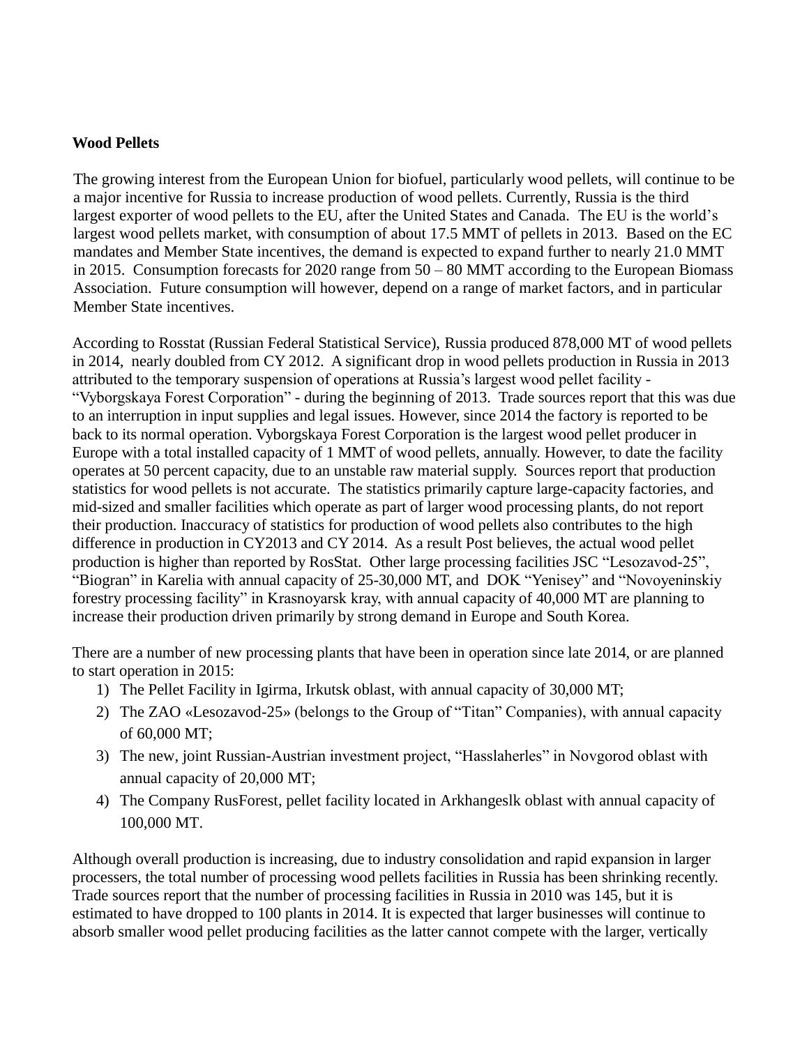**Wood Pellets**

The growing interest from the European Union for biofuel, particularly wood pellets, will continue to be a major incentive for Russia to increase production of wood pellets. Currently, Russia is the third largest exporter of wood pellets to the EU, after the United States and Canada. The EU is the world's largest wood pellets market, with consumption of about 17.5 MMT of pellets in 2013. Based on the EC mandates and Member State incentives, the demand is expected to expand further to nearly 21.0 MMT in 2015. Consumption forecasts for 2020 range from 50 – 80 MMT according to the European Biomass Association. Future consumption will however, depend on a range of market factors, and in particular Member State incentives.

According to Rosstat (Russian Federal Statistical Service), Russia produced 878,000 MT of wood pellets in 2014, nearly doubled from CY 2012. A significant drop in wood pellets production in Russia in 2013 attributed to the temporary suspension of operations at Russia's largest wood pellet facility - "Vyborgskaya Forest Corporation" - during the beginning of 2013. Trade sources report that this was due to an interruption in input supplies and legal issues. However, since 2014 the factory is reported to be back to its normal operation. Vyborgskaya Forest Corporation is the largest wood pellet producer in Europe with a total installed capacity of 1 MMT of wood pellets, annually. However, to date the facility operates at 50 percent capacity, due to an unstable raw material supply. Sources report that production statistics for wood pellets is not accurate. The statistics primarily capture large-capacity factories, and mid-sized and smaller facilities which operate as part of larger wood processing plants, do not report their production. Inaccuracy of statistics for production of wood pellets also contributes to the high difference in production in CY2013 and CY 2014. As a result Post believes, the actual wood pellet production is higher than reported by RosStat. Other large processing facilities JSC "Lesozavod-25", "Biogran" in Karelia with annual capacity of 25-30,000 MT, and DOK "Yenisey" and "Novoyeninskiy forestry processing facility" in Krasnoyarsk kray, with annual capacity of 40,000 MT are planning to increase their production driven primarily by strong demand in Europe and South Korea.

There are a number of new processing plants that have been in operation since late 2014, or are planned to start operation in 2015:

1) The Pellet Facility in Igirma, Irkutsk oblast, with annual capacity of 30,000 MT;
2) The ZAO «Lesozavod-25» (belongs to the Group of "Titan" Companies), with annual capacity of 60,000 MT;
3) The new, joint Russian-Austrian investment project, "Hasslaherles" in Novgorod oblast with annual capacity of 20,000 MT;
4) The Company RusForest, pellet facility located in Arkhangeslk oblast with annual capacity of 100,000 MT.

Although overall production is increasing, due to industry consolidation and rapid expansion in larger processers, the total number of processing wood pellets facilities in Russia has been shrinking recently. Trade sources report that the number of processing facilities in Russia in 2010 was 145, but it is estimated to have dropped to 100 plants in 2014. It is expected that larger businesses will continue to absorb smaller wood pellet producing facilities as the latter cannot compete with the larger, vertically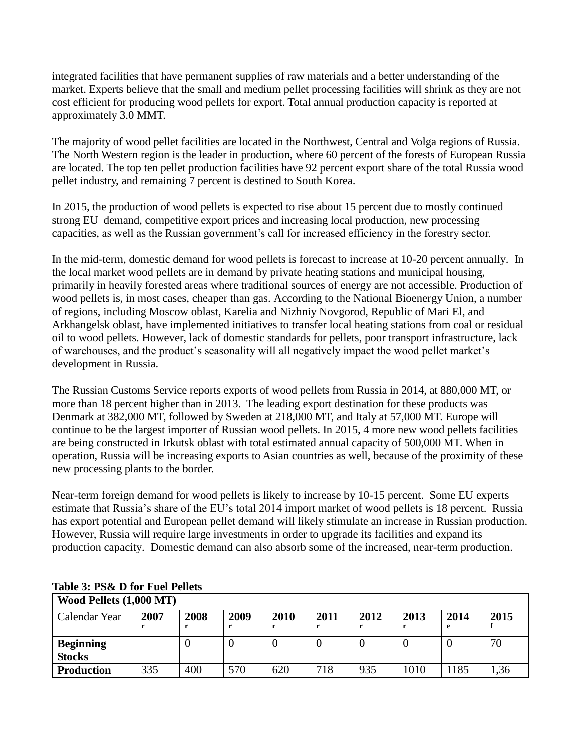integrated facilities that have permanent supplies of raw materials and a better understanding of the market. Experts believe that the small and medium pellet processing facilities will shrink as they are not cost efficient for producing wood pellets for export. Total annual production capacity is reported at approximately 3.0 MMT.

The majority of wood pellet facilities are located in the Northwest, Central and Volga regions of Russia. The North Western region is the leader in production, where 60 percent of the forests of European Russia are located. The top ten pellet production facilities have 92 percent export share of the total Russia wood pellet industry, and remaining 7 percent is destined to South Korea.

In 2015, the production of wood pellets is expected to rise about 15 percent due to mostly continued strong EU demand, competitive export prices and increasing local production, new processing capacities, as well as the Russian government's call for increased efficiency in the forestry sector.

In the mid-term, domestic demand for wood pellets is forecast to increase at 10-20 percent annually. In the local market wood pellets are in demand by private heating stations and municipal housing, primarily in heavily forested areas where traditional sources of energy are not accessible. Production of wood pellets is, in most cases, cheaper than gas. According to the National Bioenergy Union, a number of regions, including Moscow oblast, Karelia and Nizhniy Novgorod, Republic of Mari El, and Arkhangelsk oblast, have implemented initiatives to transfer local heating stations from coal or residual oil to wood pellets. However, lack of domestic standards for pellets, poor transport infrastructure, lack of warehouses, and the product's seasonality will all negatively impact the wood pellet market's development in Russia.

The Russian Customs Service reports exports of wood pellets from Russia in 2014, at 880,000 MT, or more than 18 percent higher than in 2013. The leading export destination for these products was Denmark at 382,000 MT, followed by Sweden at 218,000 MT, and Italy at 57,000 MT. Europe will continue to be the largest importer of Russian wood pellets. In 2015, 4 more new wood pellets facilities are being constructed in Irkutsk oblast with total estimated annual capacity of 500,000 MT. When in operation, Russia will be increasing exports to Asian countries as well, because of the proximity of these new processing plants to the border.

Near-term foreign demand for wood pellets is likely to increase by 10-15 percent. Some EU experts estimate that Russia's share of the EU's total 2014 import market of wood pellets is 18 percent. Russia has export potential and European pellet demand will likely stimulate an increase in Russian production. However, Russia will require large investments in order to upgrade its facilities and expand its production capacity. Domestic demand can also absorb some of the increased, near-term production.

**Table 3: PS& D for Fuel Pellets**

| **Wood Pellets (1,000 MT)** | | | | | | | | | |
|---|---|---|---|---|---|---|---|---|---|
| Calendar Year | **2007 r** | **2008 r** | **2009 r** | **2010 r** | **2011 r** | **2012 r** | **2013 r** | **2014 e** | **2015 f** |
| **Beginning Stocks** | | 0 | 0 | 0 | 0 | 0 | 0 | 0 | 70 |
| **Production** | 335 | 400 | 570 | 620 | 718 | 935 | 1010 | 1185 | 1,36 |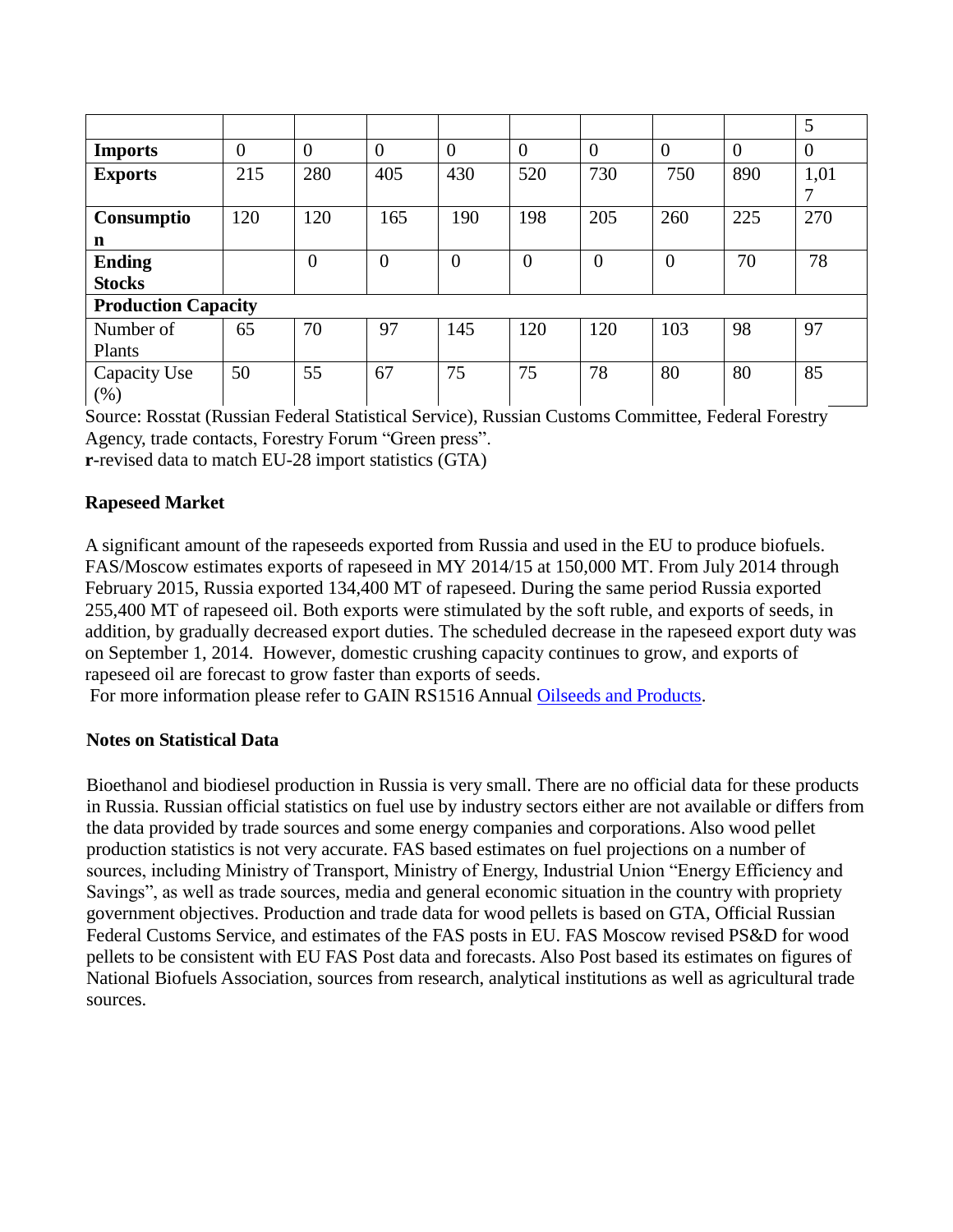| | | | | | | | | | |
|---|---|---|---|---|---|---|---|---|---|
| | | | | | | | | | 5 |
| **Imports** | 0 | 0 | 0 | 0 | 0 | 0 | 0 | 0 | 0 |
| **Exports** | 215 | 280 | 405 | 430 | 520 | 730 | 750 | 890 | 1,017 |
| **Consumption** | 120 | 120 | 165 | 190 | 198 | 205 | 260 | 225 | 270 |
| **Ending Stocks** | | 0 | 0 | 0 | 0 | 0 | 0 | 70 | 78 |
| **Production Capacity** | | | | | | | | | |
| Number of Plants | 65 | 70 | 97 | 145 | 120 | 120 | 103 | 98 | 97 |
| Capacity Use (%) | 50 | 55 | 67 | 75 | 75 | 78 | 80 | 80 | 85 |

Source: Rosstat (Russian Federal Statistical Service), Russian Customs Committee, Federal Forestry Agency, trade contacts, Forestry Forum "Green press".
**r**-revised data to match EU-28 import statistics (GTA)

**Rapeseed Market**

A significant amount of the rapeseeds exported from Russia and used in the EU to produce biofuels. FAS/Moscow estimates exports of rapeseed in MY 2014/15 at 150,000 MT. From July 2014 through February 2015, Russia exported 134,400 MT of rapeseed. During the same period Russia exported 255,400 MT of rapeseed oil. Both exports were stimulated by the soft ruble, and exports of seeds, in addition, by gradually decreased export duties. The scheduled decrease in the rapeseed export duty was on September 1, 2014. However, domestic crushing capacity continues to grow, and exports of rapeseed oil are forecast to grow faster than exports of seeds.
For more information please refer to GAIN RS1516 Annual Oilseeds and Products.

**Notes on Statistical Data**

Bioethanol and biodiesel production in Russia is very small. There are no official data for these products in Russia. Russian official statistics on fuel use by industry sectors either are not available or differs from the data provided by trade sources and some energy companies and corporations. Also wood pellet production statistics is not very accurate. FAS based estimates on fuel projections on a number of sources, including Ministry of Transport, Ministry of Energy, Industrial Union "Energy Efficiency and Savings", as well as trade sources, media and general economic situation in the country with propriety government objectives. Production and trade data for wood pellets is based on GTA, Official Russian Federal Customs Service, and estimates of the FAS posts in EU. FAS Moscow revised PS&D for wood pellets to be consistent with EU FAS Post data and forecasts. Also Post based its estimates on figures of National Biofuels Association, sources from research, analytical institutions as well as agricultural trade sources.